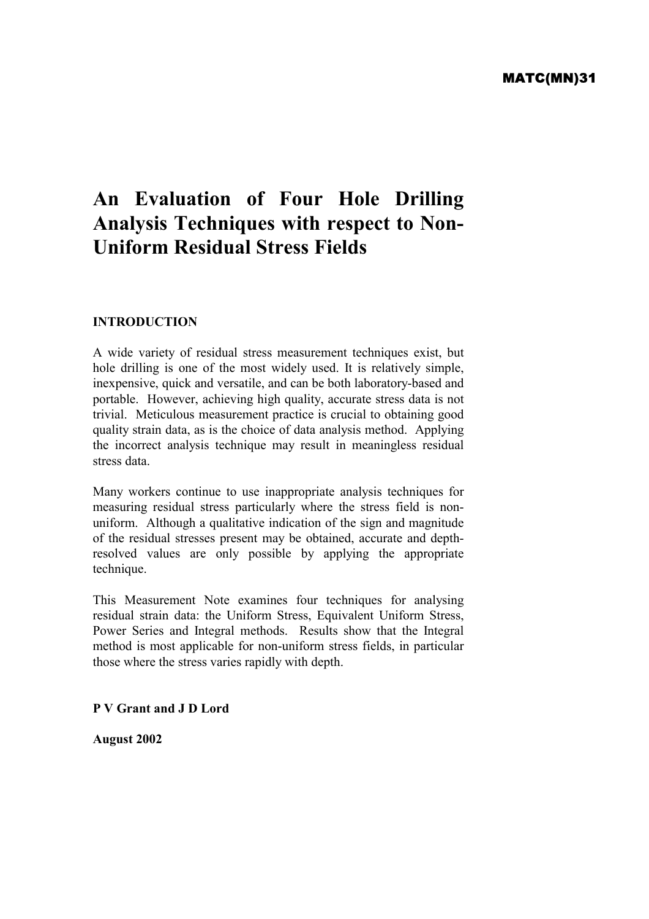MATC(MN)31

# An Evaluation of Four Hole Drilling Analysis Techniques with respect to Non-Uniform Residual Stress Fields

## INTRODUCTION

A wide variety of residual stress measurement techniques exist, but hole drilling is one of the most widely used. It is relatively simple, inexpensive, quick and versatile, and can be both laboratory-based and portable. However, achieving high quality, accurate stress data is not trivial. Meticulous measurement practice is crucial to obtaining good quality strain data, as is the choice of data analysis method. Applying the incorrect analysis technique may result in meaningless residual stress data.

Many workers continue to use inappropriate analysis techniques for measuring residual stress particularly where the stress field is non-uniform. Although a qualitative indication of the sign and magnitude of the residual stresses present may be obtained, accurate and depth-resolved values are only possible by applying the appropriate technique.

This Measurement Note examines four techniques for analysing residual strain data: the Uniform Stress, Equivalent Uniform Stress, Power Series and Integral methods. Results show that the Integral method is most applicable for non-uniform stress fields, in particular those where the stress varies rapidly with depth.

**P V Grant and J D Lord**

**August 2002**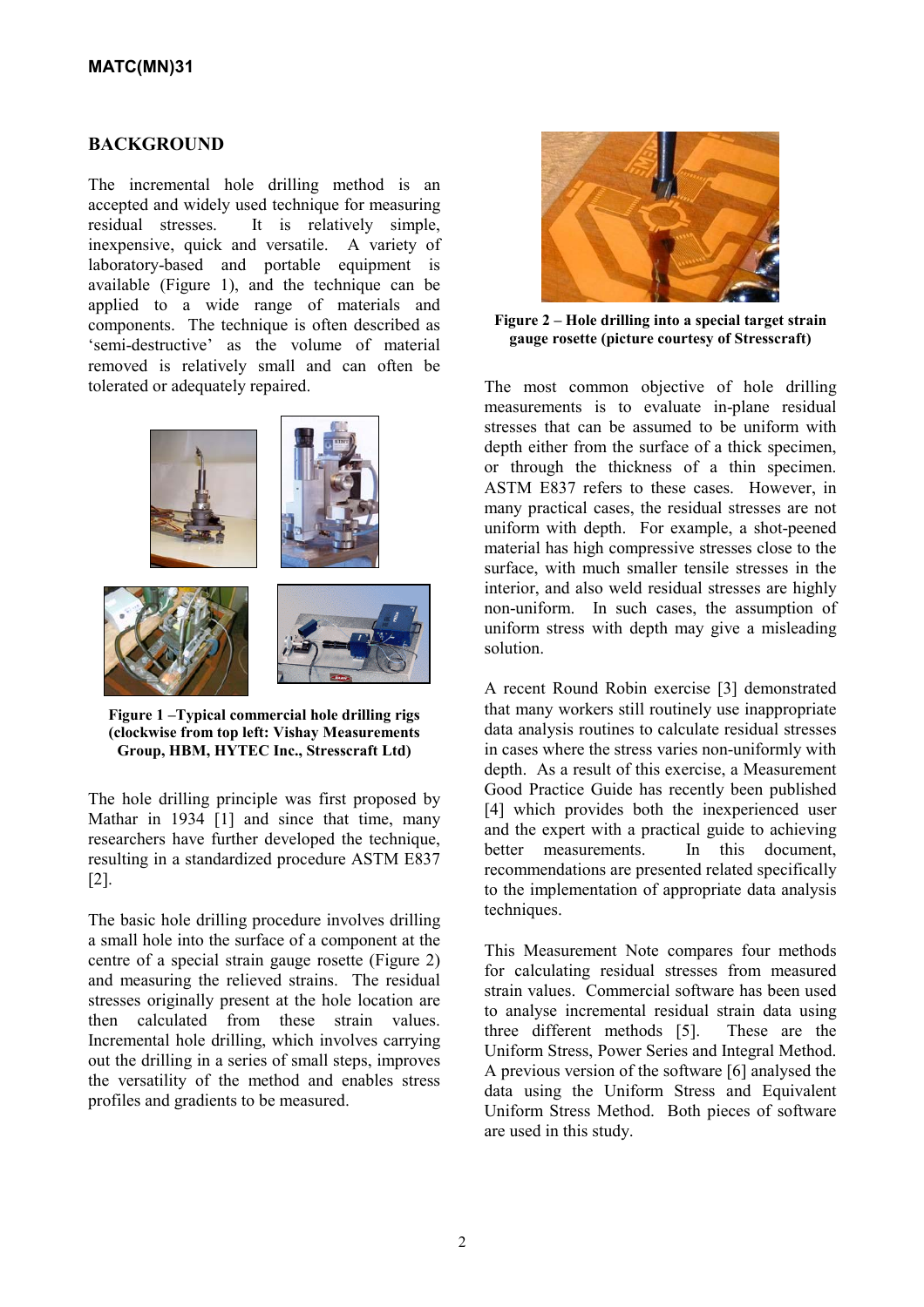## BACKGROUND

The incremental hole drilling method is an accepted and widely used technique for measuring residual stresses. It is relatively simple, inexpensive, quick and versatile. A variety of laboratory-based and portable equipment is available (Figure 1), and the technique can be applied to a wide range of materials and components. The technique is often described as 'semi-destructive' as the volume of material removed is relatively small and can often be tolerated or adequately repaired.

**Figure 1 –Typical commercial hole drilling rigs (clockwise from top left: Vishay Measurements Group, HBM, HYTEC Inc., Stresscraft Ltd)**

The hole drilling principle was first proposed by Mathar in 1934 [1] and since that time, many researchers have further developed the technique, resulting in a standardized procedure ASTM E837 [2].

The basic hole drilling procedure involves drilling a small hole into the surface of a component at the centre of a special strain gauge rosette (Figure 2) and measuring the relieved strains. The residual stresses originally present at the hole location are then calculated from these strain values. Incremental hole drilling, which involves carrying out the drilling in a series of small steps, improves the versatility of the method and enables stress profiles and gradients to be measured.

**Figure 2 – Hole drilling into a special target strain gauge rosette (picture courtesy of Stresscraft)**

The most common objective of hole drilling measurements is to evaluate in-plane residual stresses that can be assumed to be uniform with depth either from the surface of a thick specimen, or through the thickness of a thin specimen. ASTM E837 refers to these cases. However, in many practical cases, the residual stresses are not uniform with depth. For example, a shot-peened material has high compressive stresses close to the surface, with much smaller tensile stresses in the interior, and also weld residual stresses are highly non-uniform. In such cases, the assumption of uniform stress with depth may give a misleading solution.

A recent Round Robin exercise [3] demonstrated that many workers still routinely use inappropriate data analysis routines to calculate residual stresses in cases where the stress varies non-uniformly with depth. As a result of this exercise, a Measurement Good Practice Guide has recently been published [4] which provides both the inexperienced user and the expert with a practical guide to achieving better measurements. In this document, recommendations are presented related specifically to the implementation of appropriate data analysis techniques.

This Measurement Note compares four methods for calculating residual stresses from measured strain values. Commercial software has been used to analyse incremental residual strain data using three different methods [5]. These are the Uniform Stress, Power Series and Integral Method. A previous version of the software [6] analysed the data using the Uniform Stress and Equivalent Uniform Stress Method. Both pieces of software are used in this study.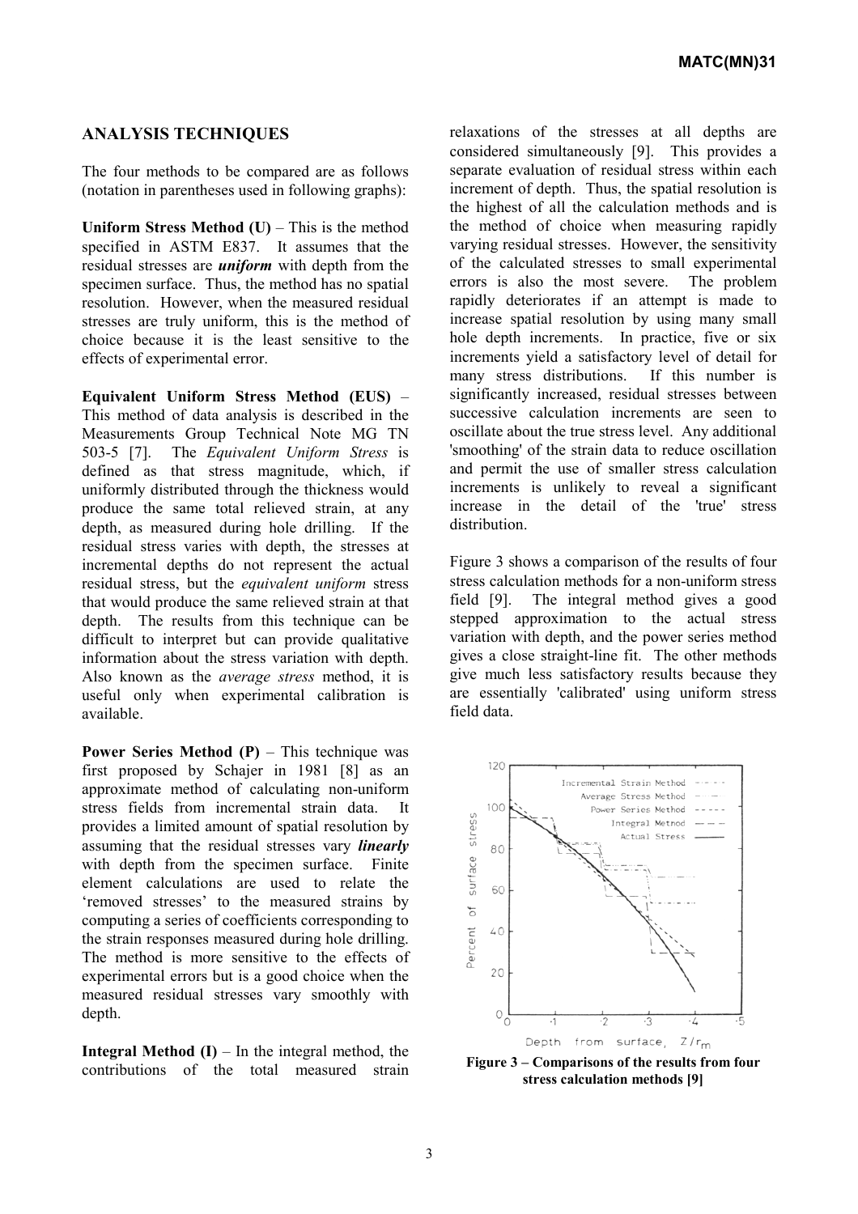## ANALYSIS TECHNIQUES

The four methods to be compared are as follows (notation in parentheses used in following graphs):

**Uniform Stress Method (U)** – This is the method specified in ASTM E837. It assumes that the residual stresses are ***uniform*** with depth from the specimen surface. Thus, the method has no spatial resolution. However, when the measured residual stresses are truly uniform, this is the method of choice because it is the least sensitive to the effects of experimental error.

**Equivalent Uniform Stress Method (EUS)** – This method of data analysis is described in the Measurements Group Technical Note MG TN 503-5 [7]. The *Equivalent Uniform Stress* is defined as that stress magnitude, which, if uniformly distributed through the thickness would produce the same total relieved strain, at any depth, as measured during hole drilling. If the residual stress varies with depth, the stresses at incremental depths do not represent the actual residual stress, but the *equivalent uniform* stress that would produce the same relieved strain at that depth. The results from this technique can be difficult to interpret but can provide qualitative information about the stress variation with depth. Also known as the *average stress* method, it is useful only when experimental calibration is available.

**Power Series Method (P)** – This technique was first proposed by Schajer in 1981 [8] as an approximate method of calculating non-uniform stress fields from incremental strain data. It provides a limited amount of spatial resolution by assuming that the residual stresses vary ***linearly*** with depth from the specimen surface. Finite element calculations are used to relate the 'removed stresses' to the measured strains by computing a series of coefficients corresponding to the strain responses measured during hole drilling. The method is more sensitive to the effects of experimental errors but is a good choice when the measured residual stresses vary smoothly with depth.

**Integral Method (I)** – In the integral method, the contributions of the total measured strain relaxations of the stresses at all depths are considered simultaneously [9]. This provides a separate evaluation of residual stress within each increment of depth. Thus, the spatial resolution is the highest of all the calculation methods and is the method of choice when measuring rapidly varying residual stresses. However, the sensitivity of the calculated stresses to small experimental errors is also the most severe. The problem rapidly deteriorates if an attempt is made to increase spatial resolution by using many small hole depth increments. In practice, five or six increments yield a satisfactory level of detail for many stress distributions. If this number is significantly increased, residual stresses between successive calculation increments are seen to oscillate about the true stress level. Any additional 'smoothing' of the strain data to reduce oscillation and permit the use of smaller stress calculation increments is unlikely to reveal a significant increase in the detail of the 'true' stress distribution.

Figure 3 shows a comparison of the results of four stress calculation methods for a non-uniform stress field [9]. The integral method gives a good stepped approximation to the actual stress variation with depth, and the power series method gives a close straight-line fit. The other methods give much less satisfactory results because they are essentially 'calibrated' using uniform stress field data.

**Figure 3 – Comparisons of the results from four stress calculation methods [9]**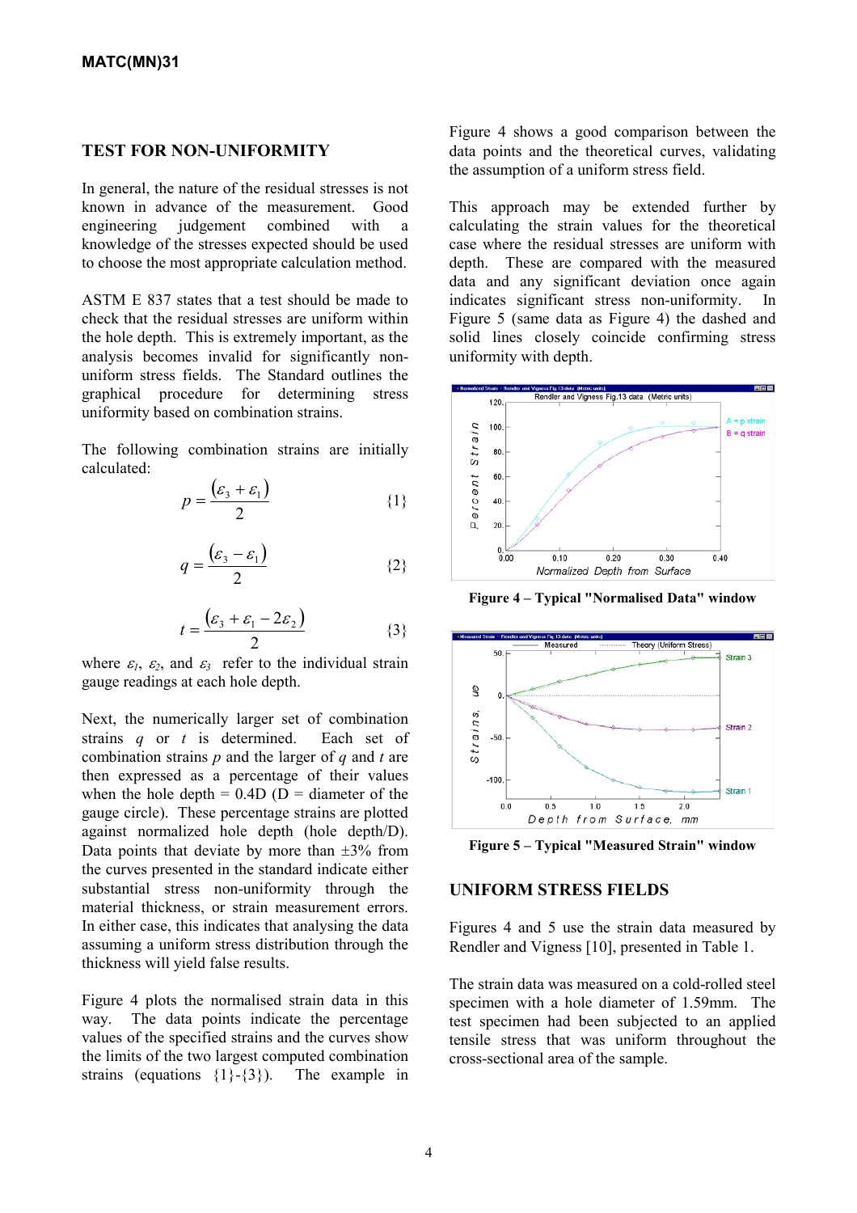## TEST FOR NON-UNIFORMITY

In general, the nature of the residual stresses is not known in advance of the measurement. Good engineering judgement combined with a knowledge of the stresses expected should be used to choose the most appropriate calculation method.

ASTM E 837 states that a test should be made to check that the residual stresses are uniform within the hole depth. This is extremely important, as the analysis becomes invalid for significantly non-uniform stress fields. The Standard outlines the graphical procedure for determining stress uniformity based on combination strains.

The following combination strains are initially calculated:

$$p = \frac{(\varepsilon_3 + \varepsilon_1)}{2} \qquad \{1\}$$

$$q = \frac{(\varepsilon_3 - \varepsilon_1)}{2} \qquad \{2\}$$

$$t = \frac{(\varepsilon_3 + \varepsilon_1 - 2\varepsilon_2)}{2} \qquad \{3\}$$

where $\varepsilon_1$, $\varepsilon_2$, and $\varepsilon_3$ refer to the individual strain gauge readings at each hole depth.

Next, the numerically larger set of combination strains $q$ or $t$ is determined. Each set of combination strains $p$ and the larger of $q$ and $t$ are then expressed as a percentage of their values when the hole depth = 0.4D (D = diameter of the gauge circle). These percentage strains are plotted against normalized hole depth (hole depth/D). Data points that deviate by more than ±3% from the curves presented in the standard indicate either substantial stress non-uniformity through the material thickness, or strain measurement errors. In either case, this indicates that analysing the data assuming a uniform stress distribution through the thickness will yield false results.

Figure 4 plots the normalised strain data in this way. The data points indicate the percentage values of the specified strains and the curves show the limits of the two largest computed combination strains (equations {1}-{3}). The example in Figure 4 shows a good comparison between the data points and the theoretical curves, validating the assumption of a uniform stress field.

This approach may be extended further by calculating the strain values for the theoretical case where the residual stresses are uniform with depth. These are compared with the measured data and any significant deviation once again indicates significant stress non-uniformity. In Figure 5 (same data as Figure 4) the dashed and solid lines closely coincide confirming stress uniformity with depth.

**Figure 4 – Typical "Normalised Data" window**

**Figure 5 – Typical "Measured Strain" window**

## UNIFORM STRESS FIELDS

Figures 4 and 5 use the strain data measured by Rendler and Vigness [10], presented in Table 1.

The strain data was measured on a cold-rolled steel specimen with a hole diameter of 1.59mm. The test specimen had been subjected to an applied tensile stress that was uniform throughout the cross-sectional area of the sample.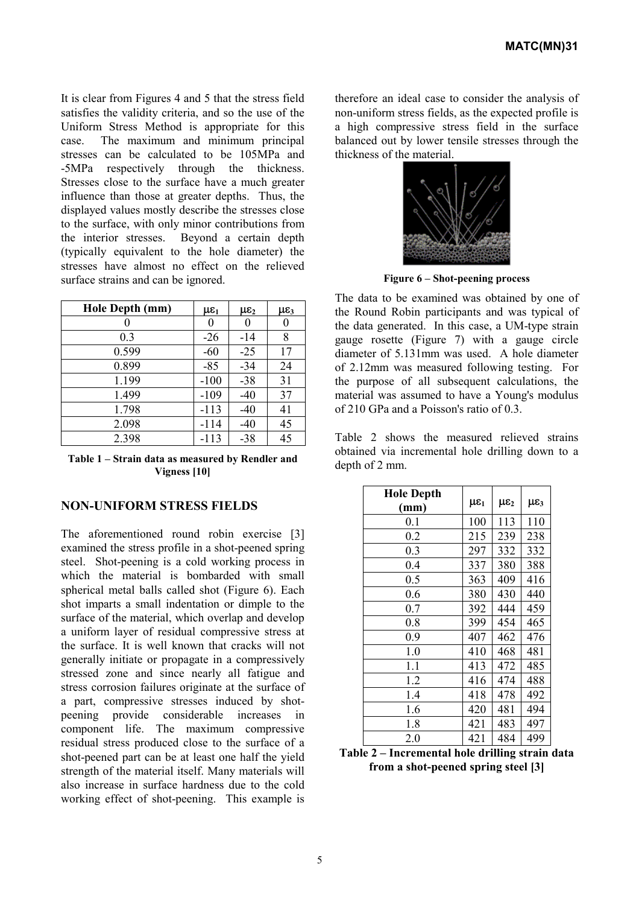It is clear from Figures 4 and 5 that the stress field satisfies the validity criteria, and so the use of the Uniform Stress Method is appropriate for this case. The maximum and minimum principal stresses can be calculated to be 105MPa and -5MPa respectively through the thickness. Stresses close to the surface have a much greater influence than those at greater depths. Thus, the displayed values mostly describe the stresses close to the surface, with only minor contributions from the interior stresses. Beyond a certain depth (typically equivalent to the hole diameter) the stresses have almost no effect on the relieved surface strains and can be ignored.

| Hole Depth (mm) | $\mu\varepsilon_1$ | $\mu\varepsilon_2$ | $\mu\varepsilon_3$ |
|---|---|---|---|
| 0 | 0 | 0 | 0 |
| 0.3 | -26 | -14 | 8 |
| 0.599 | -60 | -25 | 17 |
| 0.899 | -85 | -34 | 24 |
| 1.199 | -100 | -38 | 31 |
| 1.499 | -109 | -40 | 37 |
| 1.798 | -113 | -40 | 41 |
| 2.098 | -114 | -40 | 45 |
| 2.398 | -113 | -38 | 45 |

**Table 1 – Strain data as measured by Rendler and Vigness [10]**

## NON-UNIFORM STRESS FIELDS

The aforementioned round robin exercise [3] examined the stress profile in a shot-peened spring steel. Shot-peening is a cold working process in which the material is bombarded with small spherical metal balls called shot (Figure 6). Each shot imparts a small indentation or dimple to the surface of the material, which overlap and develop a uniform layer of residual compressive stress at the surface. It is well known that cracks will not generally initiate or propagate in a compressively stressed zone and since nearly all fatigue and stress corrosion failures originate at the surface of a part, compressive stresses induced by shot-peening provide considerable increases in component life. The maximum compressive residual stress produced close to the surface of a shot-peened part can be at least one half the yield strength of the material itself. Many materials will also increase in surface hardness due to the cold working effect of shot-peening. This example is therefore an ideal case to consider the analysis of non-uniform stress fields, as the expected profile is a high compressive stress field in the surface balanced out by lower tensile stresses through the thickness of the material.

**Figure 6 – Shot-peening process**

The data to be examined was obtained by one of the Round Robin participants and was typical of the data generated. In this case, a UM-type strain gauge rosette (Figure 7) with a gauge circle diameter of 5.131mm was used. A hole diameter of 2.12mm was measured following testing. For the purpose of all subsequent calculations, the material was assumed to have a Young's modulus of 210 GPa and a Poisson's ratio of 0.3.

Table 2 shows the measured relieved strains obtained via incremental hole drilling down to a depth of 2 mm.

| Hole Depth (mm) | $\mu\varepsilon_1$ | $\mu\varepsilon_2$ | $\mu\varepsilon_3$ |
|---|---|---|---|
| 0.1 | 100 | 113 | 110 |
| 0.2 | 215 | 239 | 238 |
| 0.3 | 297 | 332 | 332 |
| 0.4 | 337 | 380 | 388 |
| 0.5 | 363 | 409 | 416 |
| 0.6 | 380 | 430 | 440 |
| 0.7 | 392 | 444 | 459 |
| 0.8 | 399 | 454 | 465 |
| 0.9 | 407 | 462 | 476 |
| 1.0 | 410 | 468 | 481 |
| 1.1 | 413 | 472 | 485 |
| 1.2 | 416 | 474 | 488 |
| 1.4 | 418 | 478 | 492 |
| 1.6 | 420 | 481 | 494 |
| 1.8 | 421 | 483 | 497 |
| 2.0 | 421 | 484 | 499 |

**Table 2 – Incremental hole drilling strain data from a shot-peened spring steel [3]**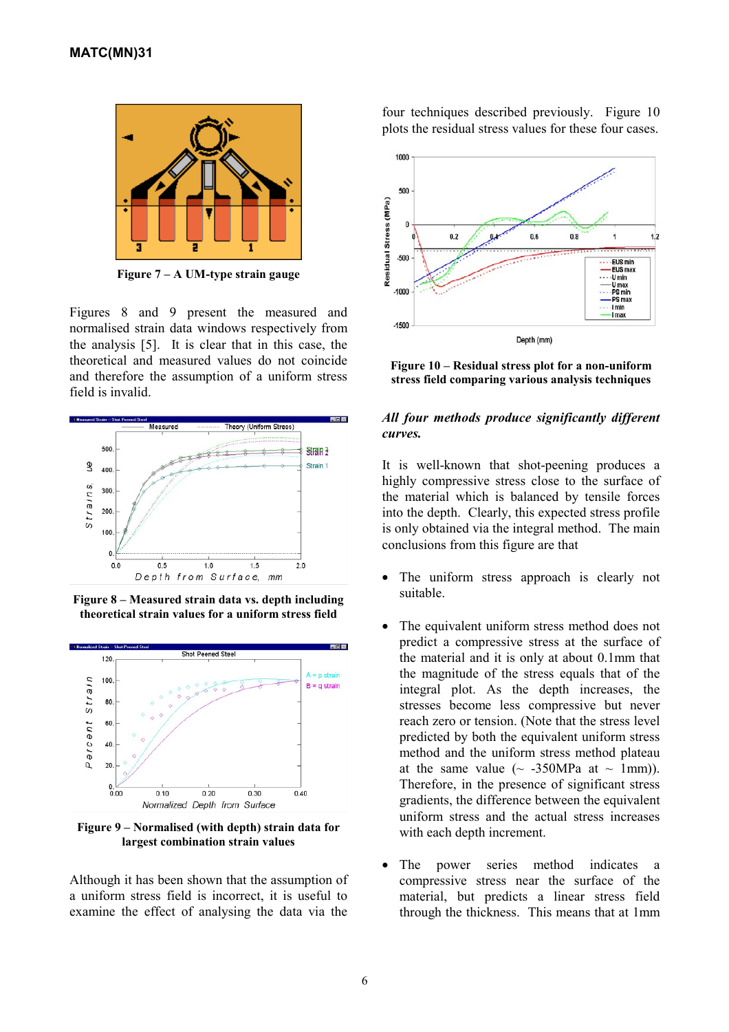Figure 7 – A UM-type strain gauge

Figures 8 and 9 present the measured and normalised strain data windows respectively from the analysis [5]. It is clear that in this case, the theoretical and measured values do not coincide and therefore the assumption of a uniform stress field is invalid.

Figure 8 – Measured strain data vs. depth including theoretical strain values for a uniform stress field

Figure 9 – Normalised (with depth) strain data for largest combination strain values

Although it has been shown that the assumption of a uniform stress field is incorrect, it is useful to examine the effect of analysing the data via the four techniques described previously. Figure 10 plots the residual stress values for these four cases.

Figure 10 – Residual stress plot for a non-uniform stress field comparing various analysis techniques

***All four methods produce significantly different curves.***

It is well-known that shot-peening produces a highly compressive stress close to the surface of the material which is balanced by tensile forces into the depth. Clearly, this expected stress profile is only obtained via the integral method. The main conclusions from this figure are that

- The uniform stress approach is clearly not suitable.

- The equivalent uniform stress method does not predict a compressive stress at the surface of the material and it is only at about 0.1mm that the magnitude of the stress equals that of the integral plot. As the depth increases, the stresses become less compressive but never reach zero or tension. (Note that the stress level predicted by both the equivalent uniform stress method and the uniform stress method plateau at the same value (~ -350MPa at ~ 1mm)). Therefore, in the presence of significant stress gradients, the difference between the equivalent uniform stress and the actual stress increases with each depth increment.

- The power series method indicates a compressive stress near the surface of the material, but predicts a linear stress field through the thickness. This means that at 1mm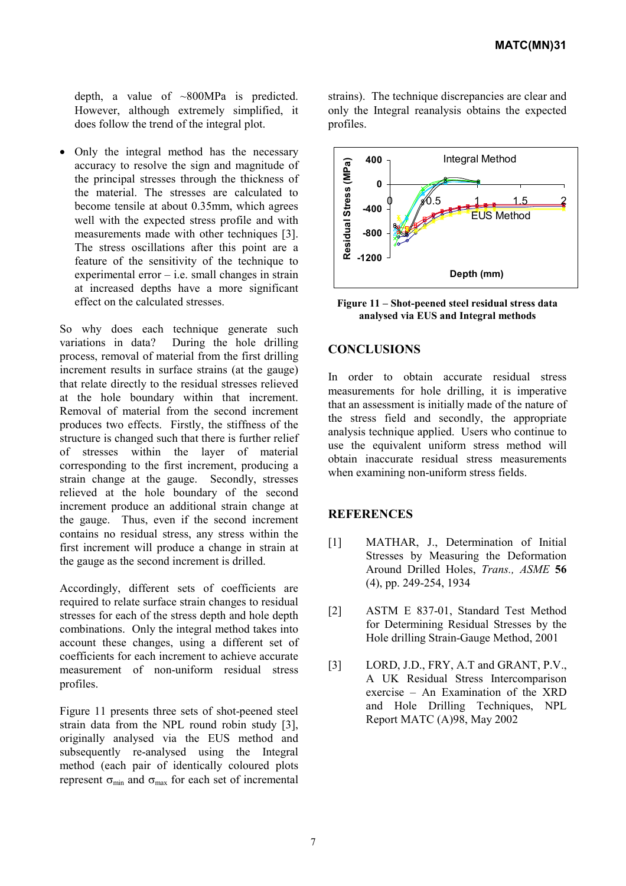depth, a value of ~800MPa is predicted. However, although extremely simplified, it does follow the trend of the integral plot.

- Only the integral method has the necessary accuracy to resolve the sign and magnitude of the principal stresses through the thickness of the material. The stresses are calculated to become tensile at about 0.35mm, which agrees well with the expected stress profile and with measurements made with other techniques [3]. The stress oscillations after this point are a feature of the sensitivity of the technique to experimental error – i.e. small changes in strain at increased depths have a more significant effect on the calculated stresses.

So why does each technique generate such variations in data? During the hole drilling process, removal of material from the first drilling increment results in surface strains (at the gauge) that relate directly to the residual stresses relieved at the hole boundary within that increment. Removal of material from the second increment produces two effects. Firstly, the stiffness of the structure is changed such that there is further relief of stresses within the layer of material corresponding to the first increment, producing a strain change at the gauge. Secondly, stresses relieved at the hole boundary of the second increment produce an additional strain change at the gauge. Thus, even if the second increment contains no residual stress, any stress within the first increment will produce a change in strain at the gauge as the second increment is drilled.

Accordingly, different sets of coefficients are required to relate surface strain changes to residual stresses for each of the stress depth and hole depth combinations. Only the integral method takes into account these changes, using a different set of coefficients for each increment to achieve accurate measurement of non-uniform residual stress profiles.

Figure 11 presents three sets of shot-peened steel strain data from the NPL round robin study [3], originally analysed via the EUS method and subsequently re-analysed using the Integral method (each pair of identically coloured plots represent $\sigma_{min}$ and $\sigma_{max}$ for each set of incremental strains). The technique discrepancies are clear and only the Integral reanalysis obtains the expected profiles.

**Figure 11 – Shot-peened steel residual stress data analysed via EUS and Integral methods**

## CONCLUSIONS

In order to obtain accurate residual stress measurements for hole drilling, it is imperative that an assessment is initially made of the nature of the stress field and secondly, the appropriate analysis technique applied. Users who continue to use the equivalent uniform stress method will obtain inaccurate residual stress measurements when examining non-uniform stress fields.

## REFERENCES

[1] MATHAR, J., Determination of Initial Stresses by Measuring the Deformation Around Drilled Holes, *Trans., ASME* **56** (4), pp. 249-254, 1934

[2] ASTM E 837-01, Standard Test Method for Determining Residual Stresses by the Hole drilling Strain-Gauge Method, 2001

[3] LORD, J.D., FRY, A.T and GRANT, P.V., A UK Residual Stress Intercomparison exercise – An Examination of the XRD and Hole Drilling Techniques, NPL Report MATC (A)98, May 2002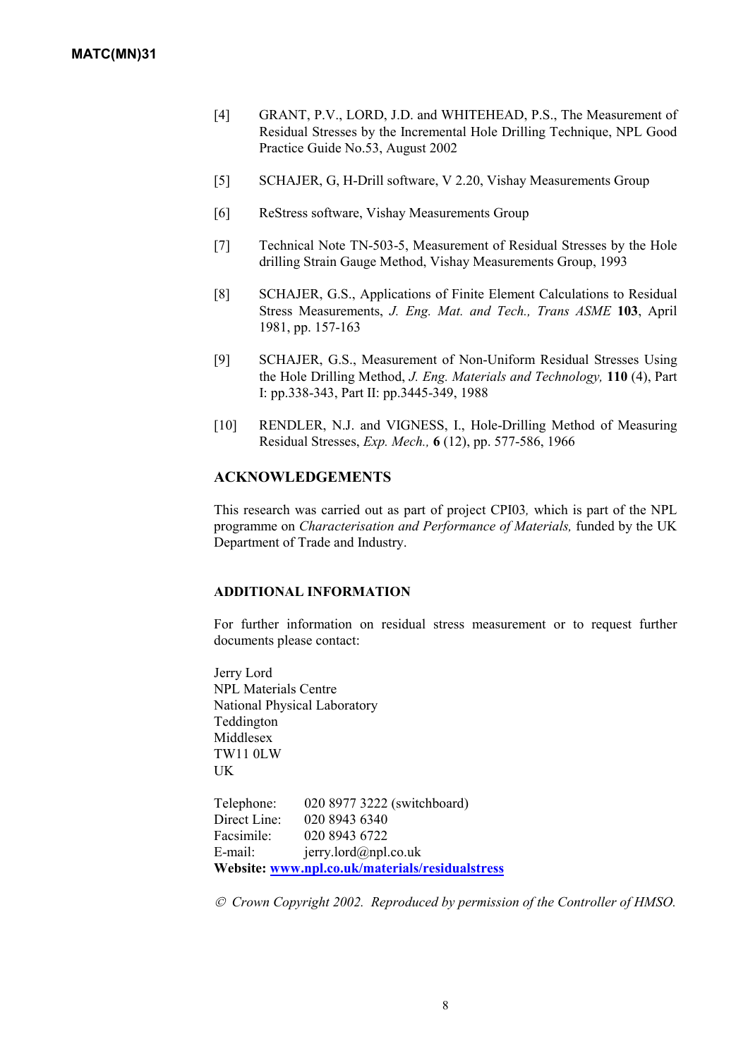[4] GRANT, P.V., LORD, J.D. and WHITEHEAD, P.S., The Measurement of Residual Stresses by the Incremental Hole Drilling Technique, NPL Good Practice Guide No.53, August 2002

[5] SCHAJER, G, H-Drill software, V 2.20, Vishay Measurements Group

[6] ReStress software, Vishay Measurements Group

[7] Technical Note TN-503-5, Measurement of Residual Stresses by the Hole drilling Strain Gauge Method, Vishay Measurements Group, 1993

[8] SCHAJER, G.S., Applications of Finite Element Calculations to Residual Stress Measurements, *J. Eng. Mat. and Tech., Trans ASME* **103**, April 1981, pp. 157-163

[9] SCHAJER, G.S., Measurement of Non-Uniform Residual Stresses Using the Hole Drilling Method, *J. Eng. Materials and Technology,* **110** (4), Part I: pp.338-343, Part II: pp.3445-349, 1988

[10] RENDLER, N.J. and VIGNESS, I., Hole-Drilling Method of Measuring Residual Stresses, *Exp. Mech.,* **6** (12), pp. 577-586, 1966

## ACKNOWLEDGEMENTS

This research was carried out as part of project CPI03*,* which is part of the NPL programme on *Characterisation and Performance of Materials,* funded by the UK Department of Trade and Industry.

### ADDITIONAL INFORMATION

For further information on residual stress measurement or to request further documents please contact:

Jerry Lord
NPL Materials Centre
National Physical Laboratory
Teddington
Middlesex
TW11 0LW
UK

Telephone: 020 8977 3222 (switchboard)
Direct Line: 020 8943 6340
Facsimile: 020 8943 6722
E-mail: jerry.lord@npl.co.uk
**Website: www.npl.co.uk/materials/residualstress**

*© Crown Copyright 2002. Reproduced by permission of the Controller of HMSO.*